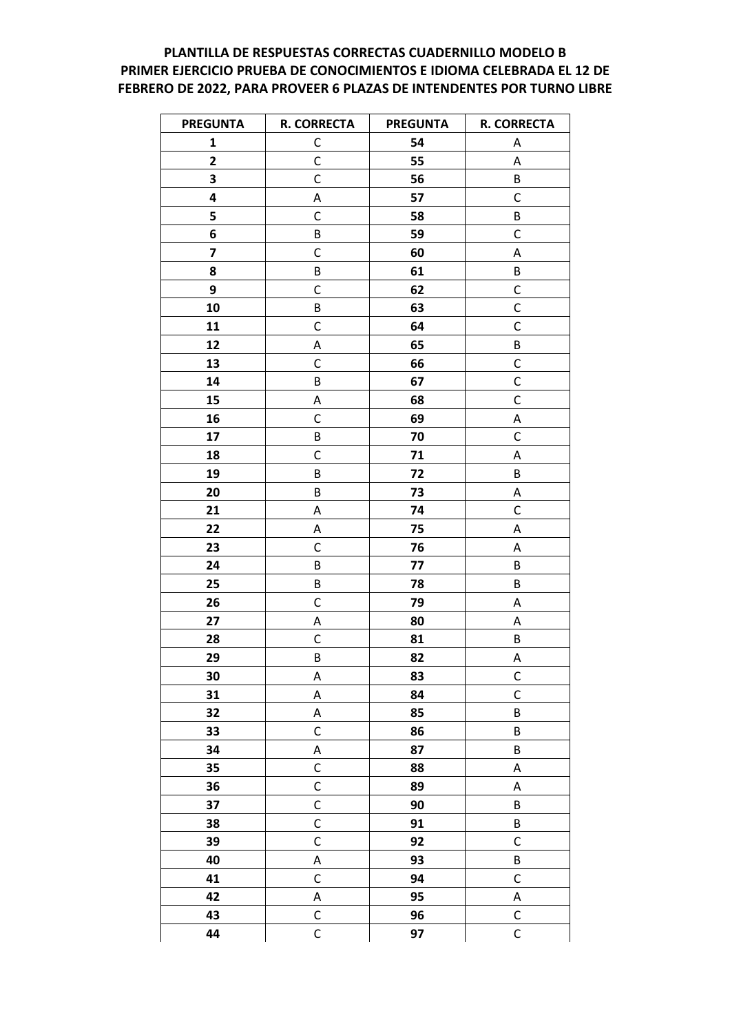**PLANTILLA DE RESPUESTAS CORRECTAS CUADERNILLO MODELO B**
**PRIMER EJERCICIO PRUEBA DE CONOCIMIENTOS E IDIOMA CELEBRADA EL 12 DE FEBRERO DE 2022, PARA PROVEER 6 PLAZAS DE INTENDENTES POR TURNO LIBRE**

| PREGUNTA | R. CORRECTA | PREGUNTA | R. CORRECTA |
|---|---|---|---|
| 1 | C | 54 | A |
| 2 | C | 55 | A |
| 3 | C | 56 | B |
| 4 | A | 57 | C |
| 5 | C | 58 | B |
| 6 | B | 59 | C |
| 7 | C | 60 | A |
| 8 | B | 61 | B |
| 9 | C | 62 | C |
| 10 | B | 63 | C |
| 11 | C | 64 | C |
| 12 | A | 65 | B |
| 13 | C | 66 | C |
| 14 | B | 67 | C |
| 15 | A | 68 | C |
| 16 | C | 69 | A |
| 17 | B | 70 | C |
| 18 | C | 71 | A |
| 19 | B | 72 | B |
| 20 | B | 73 | A |
| 21 | A | 74 | C |
| 22 | A | 75 | A |
| 23 | C | 76 | A |
| 24 | B | 77 | B |
| 25 | B | 78 | B |
| 26 | C | 79 | A |
| 27 | A | 80 | A |
| 28 | C | 81 | B |
| 29 | B | 82 | A |
| 30 | A | 83 | C |
| 31 | A | 84 | C |
| 32 | A | 85 | B |
| 33 | C | 86 | B |
| 34 | A | 87 | B |
| 35 | C | 88 | A |
| 36 | C | 89 | A |
| 37 | C | 90 | B |
| 38 | C | 91 | B |
| 39 | C | 92 | C |
| 40 | A | 93 | B |
| 41 | C | 94 | C |
| 42 | A | 95 | A |
| 43 | C | 96 | C |
| 44 | C | 97 | C |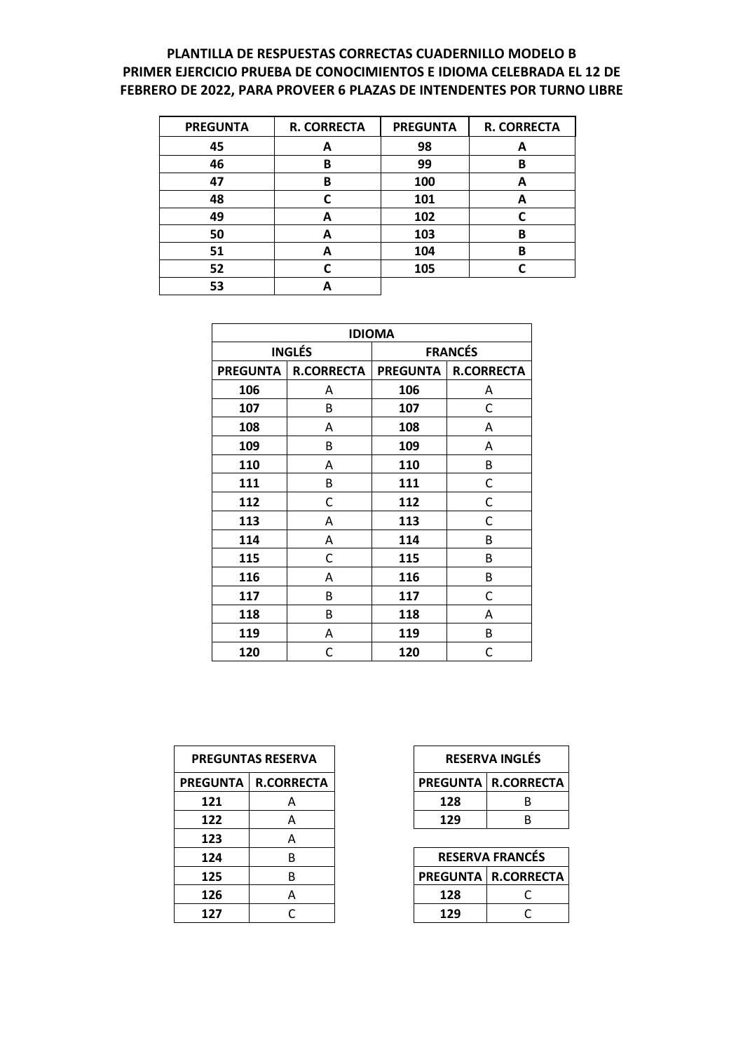**PLANTILLA DE RESPUESTAS CORRECTAS CUADERNILLO MODELO B PRIMER EJERCICIO PRUEBA DE CONOCIMIENTOS E IDIOMA CELEBRADA EL 12 DE FEBRERO DE 2022, PARA PROVEER 6 PLAZAS DE INTENDENTES POR TURNO LIBRE**

| PREGUNTA | R. CORRECTA | PREGUNTA | R. CORRECTA |
|---|---|---|---|
| 45 | A | 98 | A |
| 46 | B | 99 | B |
| 47 | B | 100 | A |
| 48 | C | 101 | A |
| 49 | A | 102 | C |
| 50 | A | 103 | B |
| 51 | A | 104 | B |
| 52 | C | 105 | C |
| 53 | A | | |

| IDIOMA | | | |
|---|---|---|---|
| INGLÉS | | FRANCÉS | |
| PREGUNTA | R.CORRECTA | PREGUNTA | R.CORRECTA |
| 106 | A | 106 | A |
| 107 | B | 107 | C |
| 108 | A | 108 | A |
| 109 | B | 109 | A |
| 110 | A | 110 | B |
| 111 | B | 111 | C |
| 112 | C | 112 | C |
| 113 | A | 113 | C |
| 114 | A | 114 | B |
| 115 | C | 115 | B |
| 116 | A | 116 | B |
| 117 | B | 117 | C |
| 118 | B | 118 | A |
| 119 | A | 119 | B |
| 120 | C | 120 | C |

| PREGUNTAS RESERVA | |
|---|---|
| PREGUNTA | R.CORRECTA |
| 121 | A |
| 122 | A |
| 123 | A |
| 124 | B |
| 125 | B |
| 126 | A |
| 127 | C |

| RESERVA INGLÉS | |
|---|---|
| PREGUNTA | R.CORRECTA |
| 128 | B |
| 129 | B |

| RESERVA FRANCÉS | |
|---|---|
| PREGUNTA | R.CORRECTA |
| 128 | C |
| 129 | C |